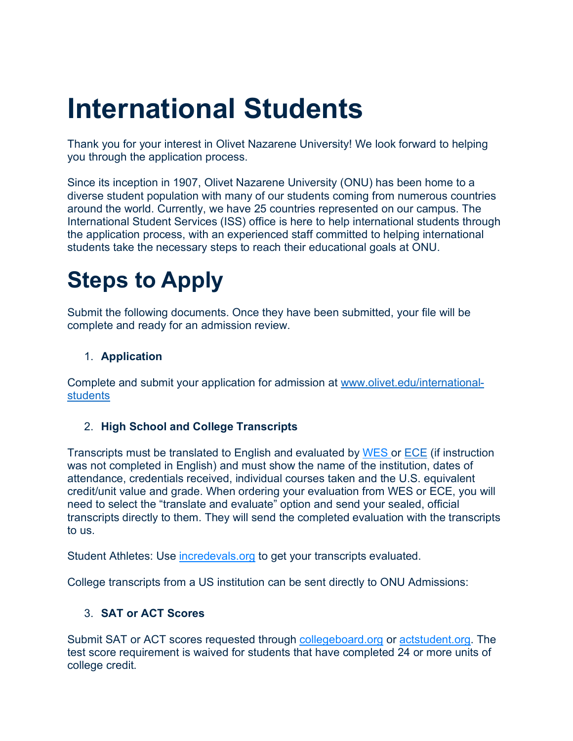# International Students

Thank you for your interest in Olivet Nazarene University! We look forward to helping you through the application process.

Since its inception in 1907, Olivet Nazarene University (ONU) has been home to a diverse student population with many of our students coming from numerous countries around the world. Currently, we have 25 countries represented on our campus. The International Student Services (ISS) office is here to help international students through the application process, with an experienced staff committed to helping international students take the necessary steps to reach their educational goals at ONU.

# Steps to Apply

Submit the following documents. Once they have been submitted, your file will be complete and ready for an admission review.

1. **Application**

Complete and submit your application for admission at [www.olivet.edu/international-students](www.olivet.edu/international-students)

2. **High School and College Transcripts**

Transcripts must be translated to English and evaluated by [WES](WES) or [ECE](ECE) (if instruction was not completed in English) and must show the name of the institution, dates of attendance, credentials received, individual courses taken and the U.S. equivalent credit/unit value and grade. When ordering your evaluation from WES or ECE, you will need to select the "translate and evaluate" option and send your sealed, official transcripts directly to them. They will send the completed evaluation with the transcripts to us.

Student Athletes: Use [incredevals.org](incredevals.org) to get your transcripts evaluated.

College transcripts from a US institution can be sent directly to ONU Admissions:

3. **SAT or ACT Scores**

Submit SAT or ACT scores requested through [collegeboard.org](collegeboard.org) or [actstudent.org](actstudent.org). The test score requirement is waived for students that have completed 24 or more units of college credit.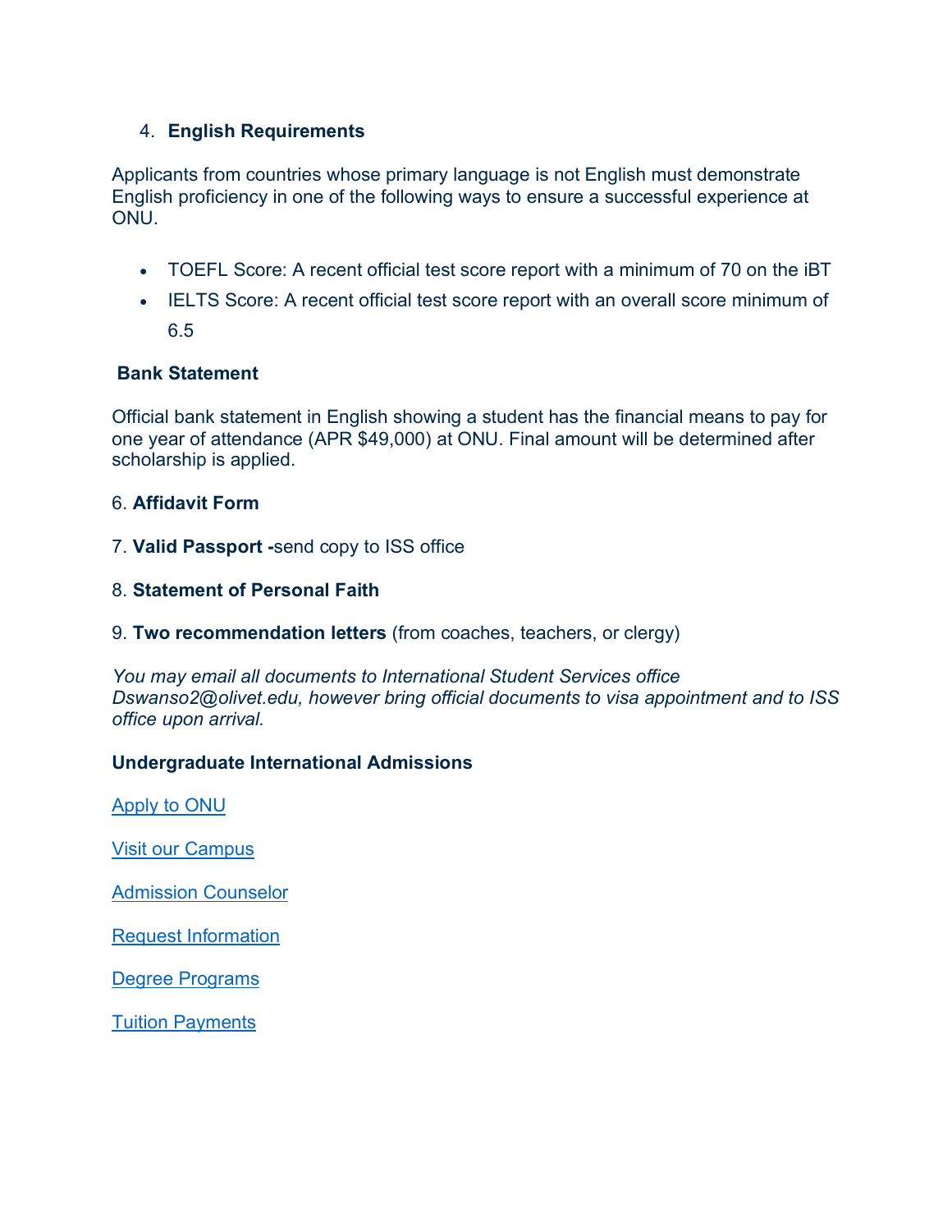4. **English Requirements**

Applicants from countries whose primary language is not English must demonstrate English proficiency in one of the following ways to ensure a successful experience at ONU.

- TOEFL Score: A recent official test score report with a minimum of 70 on the iBT
- IELTS Score: A recent official test score report with an overall score minimum of 6.5

**Bank Statement**

Official bank statement in English showing a student has the financial means to pay for one year of attendance (APR $49,000) at ONU. Final amount will be determined after scholarship is applied.

6. **Affidavit Form**

7. **Valid Passport -**send copy to ISS office

8. **Statement of Personal Faith**

9. **Two recommendation letters** (from coaches, teachers, or clergy)

*You may email all documents to International Student Services office Dswanso2@olivet.edu, however bring official documents to visa appointment and to ISS office upon arrival.*

**Undergraduate International Admissions**

Apply to ONU

Visit our Campus

Admission Counselor

Request Information

Degree Programs

Tuition Payments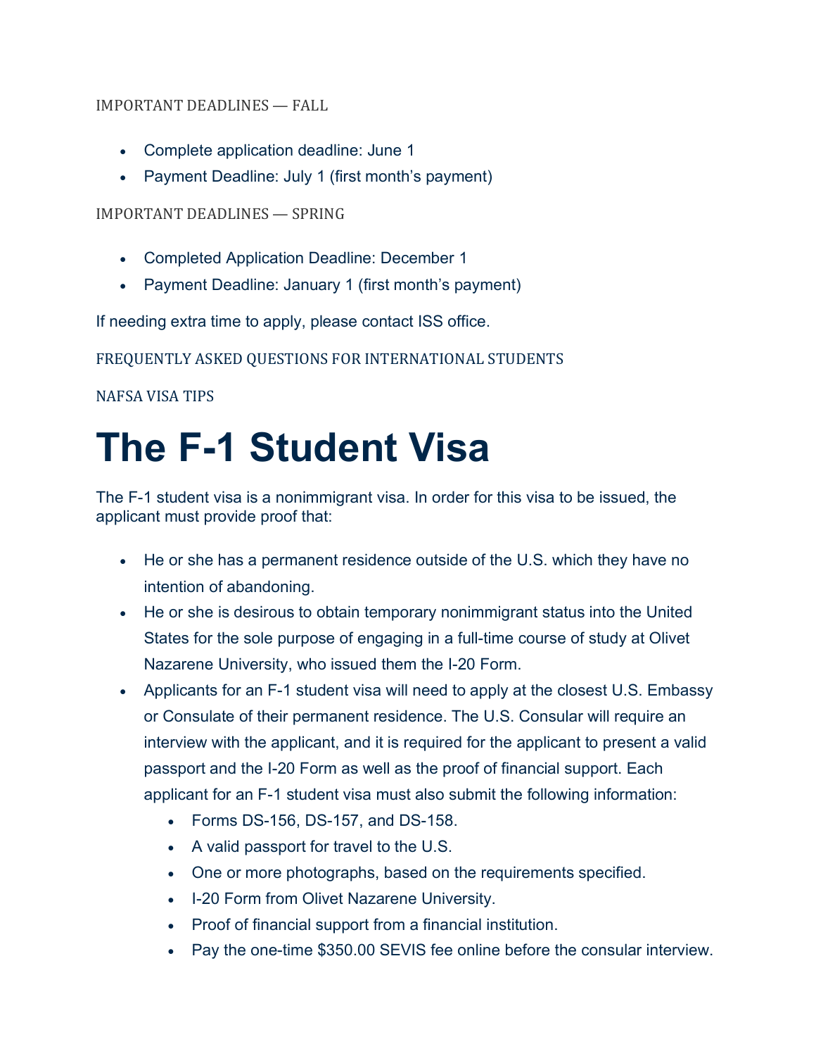IMPORTANT DEADLINES — FALL

- Complete application deadline: June 1
- Payment Deadline: July 1 (first month's payment)

IMPORTANT DEADLINES — SPRING

- Completed Application Deadline: December 1
- Payment Deadline: January 1 (first month's payment)

If needing extra time to apply, please contact ISS office.

FREQUENTLY ASKED QUESTIONS FOR INTERNATIONAL STUDENTS

NAFSA VISA TIPS

# The F-1 Student Visa

The F-1 student visa is a nonimmigrant visa. In order for this visa to be issued, the applicant must provide proof that:

- He or she has a permanent residence outside of the U.S. which they have no intention of abandoning.
- He or she is desirous to obtain temporary nonimmigrant status into the United States for the sole purpose of engaging in a full-time course of study at Olivet Nazarene University, who issued them the I-20 Form.
- Applicants for an F-1 student visa will need to apply at the closest U.S. Embassy or Consulate of their permanent residence. The U.S. Consular will require an interview with the applicant, and it is required for the applicant to present a valid passport and the I-20 Form as well as the proof of financial support. Each applicant for an F-1 student visa must also submit the following information:
  - Forms DS-156, DS-157, and DS-158.
  - A valid passport for travel to the U.S.
  - One or more photographs, based on the requirements specified.
  - I-20 Form from Olivet Nazarene University.
  - Proof of financial support from a financial institution.
  - Pay the one-time $350.00 SEVIS fee online before the consular interview.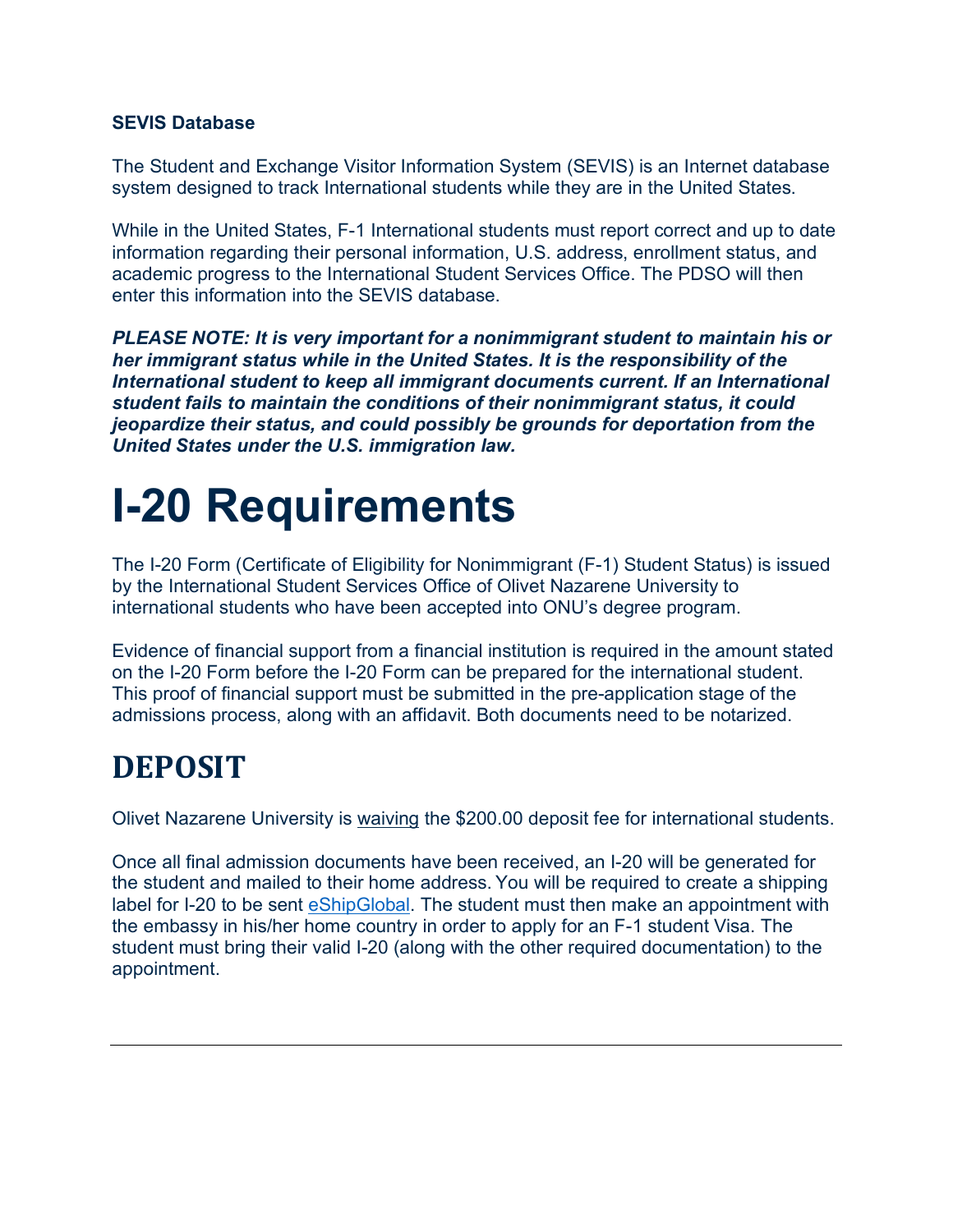**SEVIS Database**

The Student and Exchange Visitor Information System (SEVIS) is an Internet database system designed to track International students while they are in the United States.

While in the United States, F-1 International students must report correct and up to date information regarding their personal information, U.S. address, enrollment status, and academic progress to the International Student Services Office. The PDSO will then enter this information into the SEVIS database.

***PLEASE NOTE: It is very important for a nonimmigrant student to maintain his or her immigrant status while in the United States. It is the responsibility of the International student to keep all immigrant documents current. If an International student fails to maintain the conditions of their nonimmigrant status, it could jeopardize their status, and could possibly be grounds for deportation from the United States under the U.S. immigration law.***

# I-20 Requirements

The I-20 Form (Certificate of Eligibility for Nonimmigrant (F-1) Student Status) is issued by the International Student Services Office of Olivet Nazarene University to international students who have been accepted into ONU's degree program.

Evidence of financial support from a financial institution is required in the amount stated on the I-20 Form before the I-20 Form can be prepared for the international student. This proof of financial support must be submitted in the pre-application stage of the admissions process, along with an affidavit. Both documents need to be notarized.

## DEPOSIT

Olivet Nazarene University is waiving the $200.00 deposit fee for international students.

Once all final admission documents have been received, an I-20 will be generated for the student and mailed to their home address. You will be required to create a shipping label for I-20 to be sent eShipGlobal. The student must then make an appointment with the embassy in his/her home country in order to apply for an F-1 student Visa. The student must bring their valid I-20 (along with the other required documentation) to the appointment.